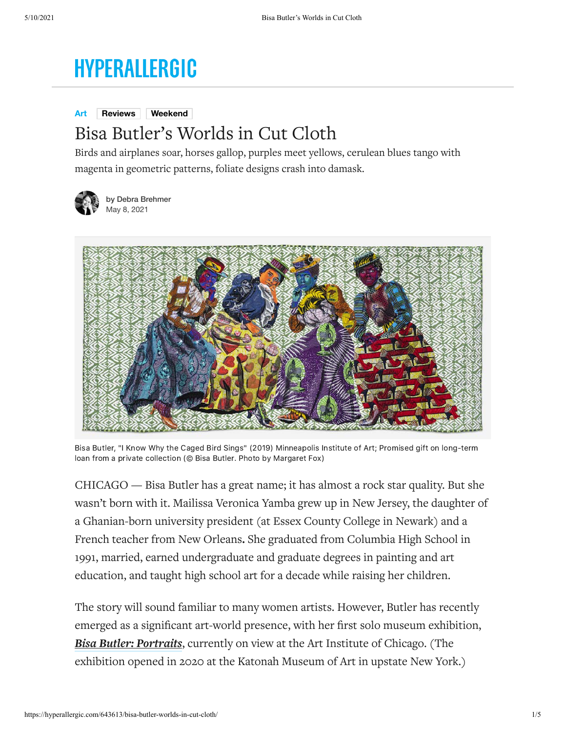# HYPERALLERGIC

Art | Reviews | Weekend

# Bisa Butler's Worlds in Cut Cloth

Birds and airplanes soar, horses gallop, purples meet yellows, cerulean blues tango with magenta in geometric patterns, foliate designs crash into damask.

by Debra Brehmer
May 8, 2021

Bisa Butler, "I Know Why the Caged Bird Sings" (2019) Minneapolis Institute of Art; Promised gift on long-term loan from a private collection (© Bisa Butler. Photo by Margaret Fox)

CHICAGO — Bisa Butler has a great name; it has almost a rock star quality. But she wasn't born with it. Mailissa Veronica Yamba grew up in New Jersey, the daughter of a Ghanian-born university president (at Essex County College in Newark) and a French teacher from New Orleans. She graduated from Columbia High School in 1991, married, earned undergraduate and graduate degrees in painting and art education, and taught high school art for a decade while raising her children.

The story will sound familiar to many women artists. However, Butler has recently emerged as a significant art-world presence, with her first solo museum exhibition, ***Bisa Butler: Portraits***, currently on view at the Art Institute of Chicago. (The exhibition opened in 2020 at the Katonah Museum of Art in upstate New York.)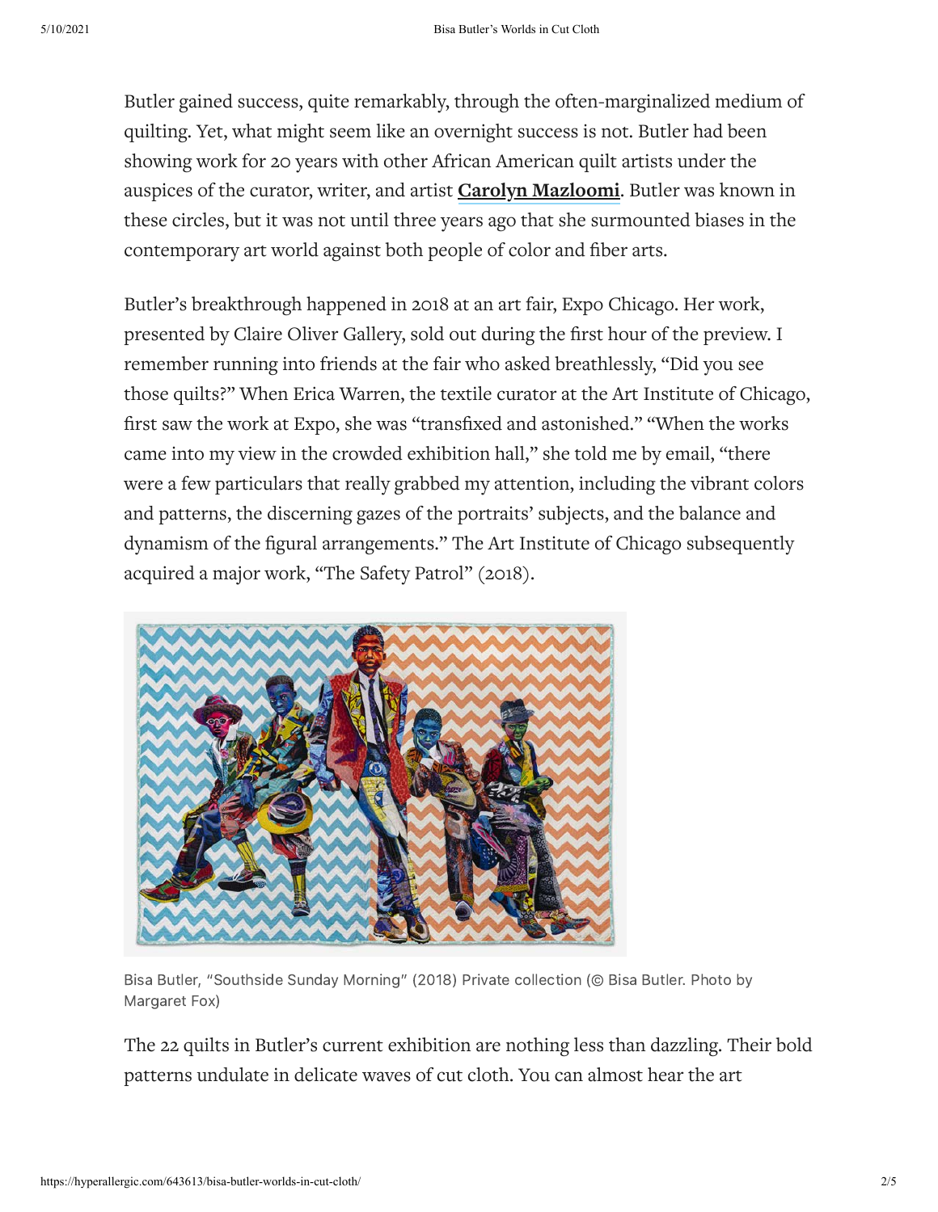Butler gained success, quite remarkably, through the often-marginalized medium of quilting. Yet, what might seem like an overnight success is not. Butler had been showing work for 20 years with other African American quilt artists under the auspices of the curator, writer, and artist **Carolyn Mazloomi**. Butler was known in these circles, but it was not until three years ago that she surmounted biases in the contemporary art world against both people of color and fiber arts.

Butler's breakthrough happened in 2018 at an art fair, Expo Chicago. Her work, presented by Claire Oliver Gallery, sold out during the first hour of the preview. I remember running into friends at the fair who asked breathlessly, "Did you see those quilts?" When Erica Warren, the textile curator at the Art Institute of Chicago, first saw the work at Expo, she was "transfixed and astonished." "When the works came into my view in the crowded exhibition hall," she told me by email, "there were a few particulars that really grabbed my attention, including the vibrant colors and patterns, the discerning gazes of the portraits' subjects, and the balance and dynamism of the figural arrangements." The Art Institute of Chicago subsequently acquired a major work, "The Safety Patrol" (2018).

Bisa Butler, "Southside Sunday Morning" (2018) Private collection (© Bisa Butler. Photo by Margaret Fox)

The 22 quilts in Butler's current exhibition are nothing less than dazzling. Their bold patterns undulate in delicate waves of cut cloth. You can almost hear the art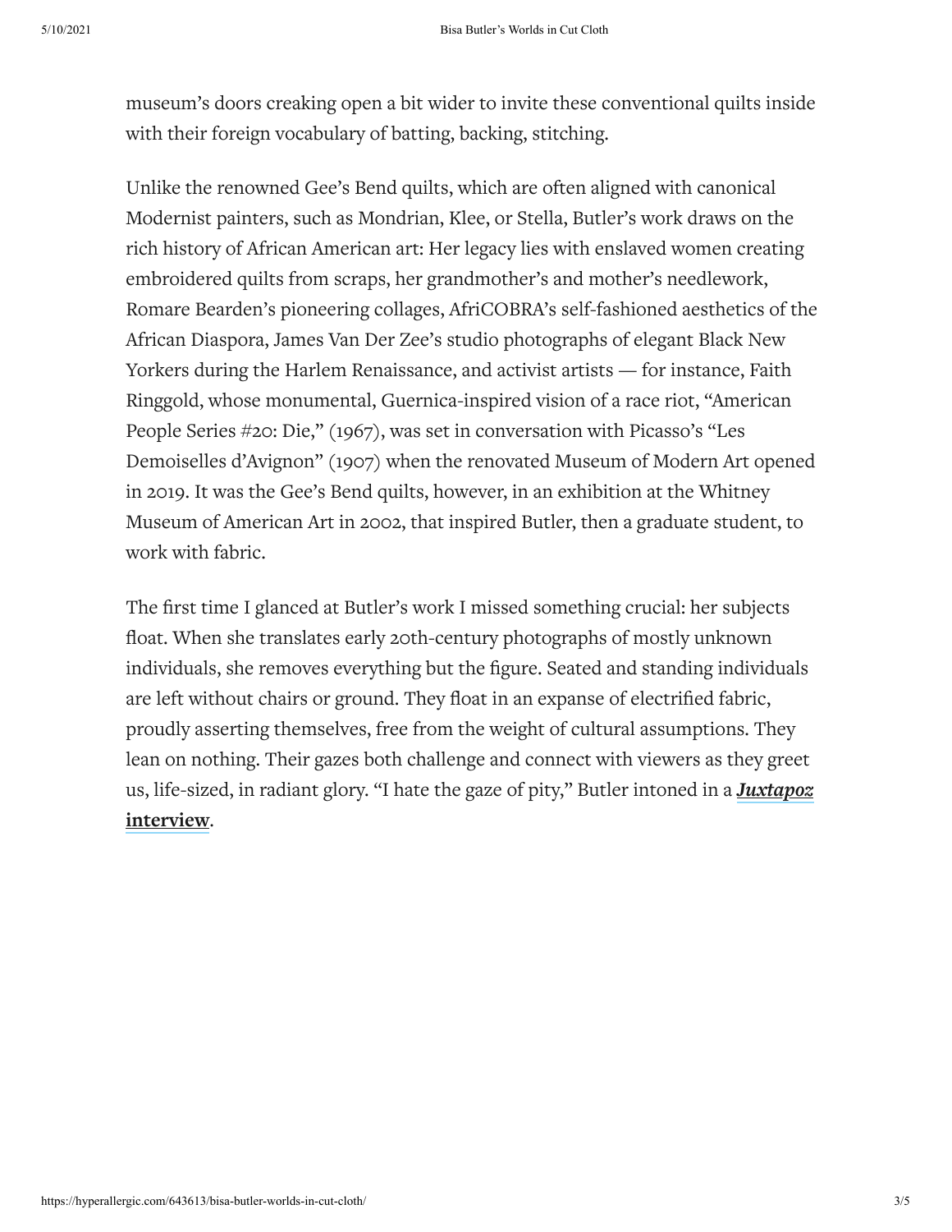museum's doors creaking open a bit wider to invite these conventional quilts inside with their foreign vocabulary of batting, backing, stitching.

Unlike the renowned Gee's Bend quilts, which are often aligned with canonical Modernist painters, such as Mondrian, Klee, or Stella, Butler's work draws on the rich history of African American art: Her legacy lies with enslaved women creating embroidered quilts from scraps, her grandmother's and mother's needlework, Romare Bearden's pioneering collages, AfriCOBRA's self-fashioned aesthetics of the African Diaspora, James Van Der Zee's studio photographs of elegant Black New Yorkers during the Harlem Renaissance, and activist artists — for instance, Faith Ringgold, whose monumental, Guernica-inspired vision of a race riot, "American People Series #20: Die," (1967), was set in conversation with Picasso's "Les Demoiselles d'Avignon" (1907) when the renovated Museum of Modern Art opened in 2019. It was the Gee's Bend quilts, however, in an exhibition at the Whitney Museum of American Art in 2002, that inspired Butler, then a graduate student, to work with fabric.

The first time I glanced at Butler's work I missed something crucial: her subjects float. When she translates early 20th-century photographs of mostly unknown individuals, she removes everything but the figure. Seated and standing individuals are left without chairs or ground. They float in an expanse of electrified fabric, proudly asserting themselves, free from the weight of cultural assumptions. They lean on nothing. Their gazes both challenge and connect with viewers as they greet us, life-sized, in radiant glory. "I hate the gaze of pity," Butler intoned in a ***Juxtapoz* interview**.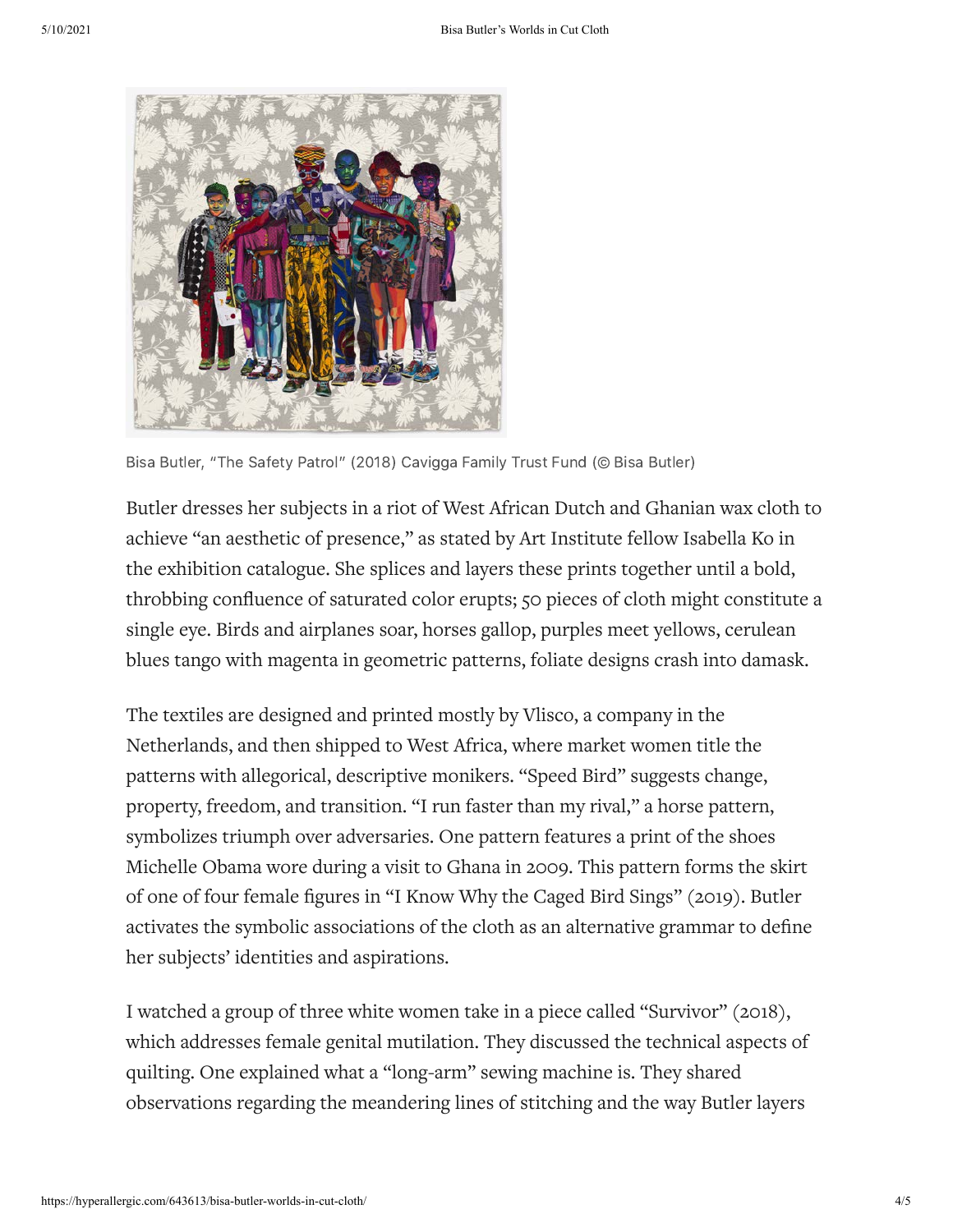Bisa Butler, "The Safety Patrol" (2018) Cavigga Family Trust Fund (© Bisa Butler)

Butler dresses her subjects in a riot of West African Dutch and Ghanian wax cloth to achieve "an aesthetic of presence," as stated by Art Institute fellow Isabella Ko in the exhibition catalogue. She splices and layers these prints together until a bold, throbbing confluence of saturated color erupts; 50 pieces of cloth might constitute a single eye. Birds and airplanes soar, horses gallop, purples meet yellows, cerulean blues tango with magenta in geometric patterns, foliate designs crash into damask.

The textiles are designed and printed mostly by Vlisco, a company in the Netherlands, and then shipped to West Africa, where market women title the patterns with allegorical, descriptive monikers. "Speed Bird" suggests change, property, freedom, and transition. "I run faster than my rival," a horse pattern, symbolizes triumph over adversaries. One pattern features a print of the shoes Michelle Obama wore during a visit to Ghana in 2009. This pattern forms the skirt of one of four female figures in "I Know Why the Caged Bird Sings" (2019). Butler activates the symbolic associations of the cloth as an alternative grammar to define her subjects' identities and aspirations.

I watched a group of three white women take in a piece called "Survivor" (2018), which addresses female genital mutilation. They discussed the technical aspects of quilting. One explained what a "long-arm" sewing machine is. They shared observations regarding the meandering lines of stitching and the way Butler layers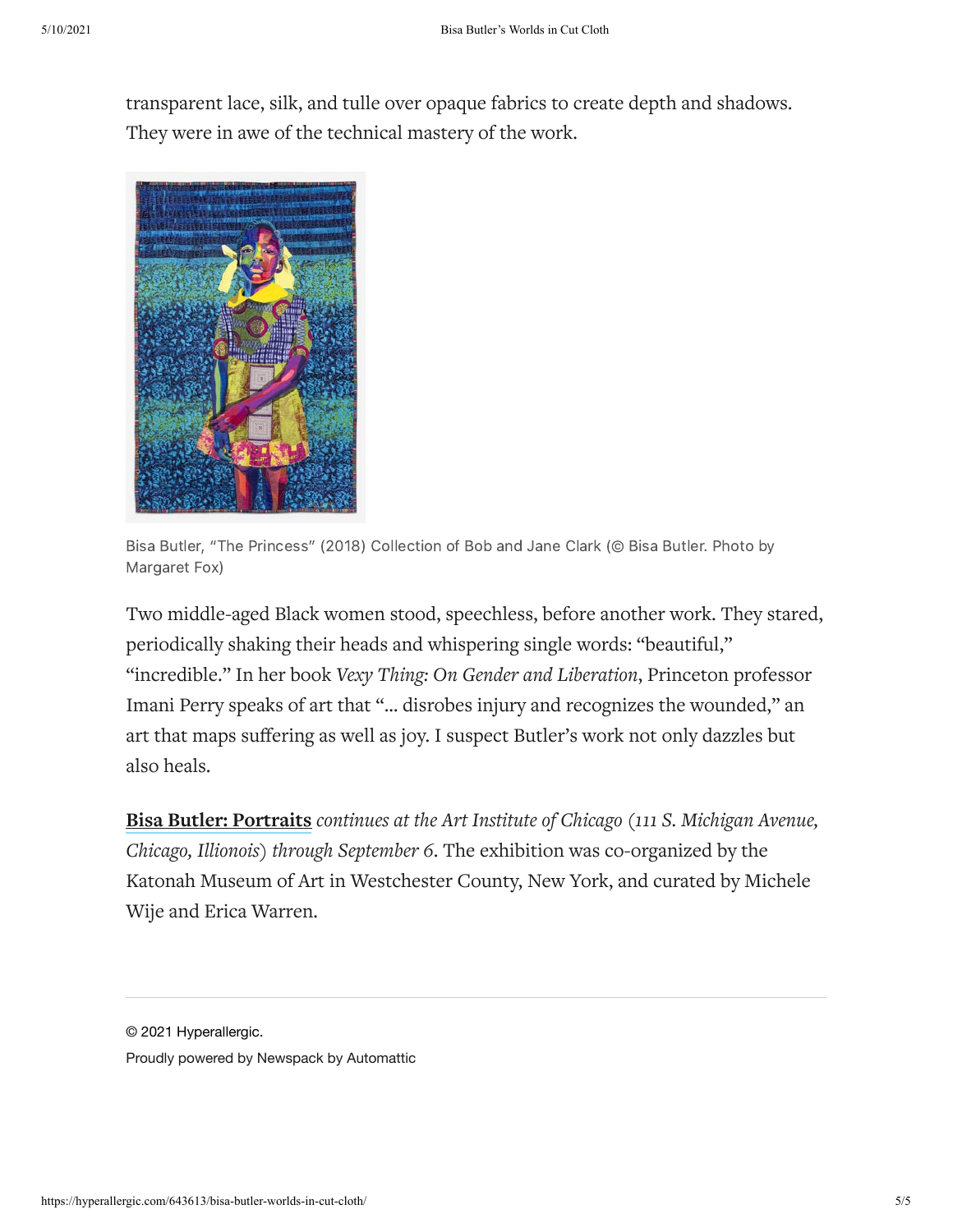transparent lace, silk, and tulle over opaque fabrics to create depth and shadows. They were in awe of the technical mastery of the work.

Bisa Butler, "The Princess" (2018) Collection of Bob and Jane Clark (© Bisa Butler. Photo by Margaret Fox)

Two middle-aged Black women stood, speechless, before another work. They stared, periodically shaking their heads and whispering single words: "beautiful," "incredible." In her book *Vexy Thing: On Gender and Liberation*, Princeton professor Imani Perry speaks of art that "… disrobes injury and recognizes the wounded," an art that maps suffering as well as joy. I suspect Butler's work not only dazzles but also heals.

**Bisa Butler: Portraits** *continues at the Art Institute of Chicago (111 S. Michigan Avenue, Chicago, Illionois) through September 6*. The exhibition was co-organized by the Katonah Museum of Art in Westchester County, New York, and curated by Michele Wije and Erica Warren.

---

© 2021 Hyperallergic.

Proudly powered by Newspack by Automattic